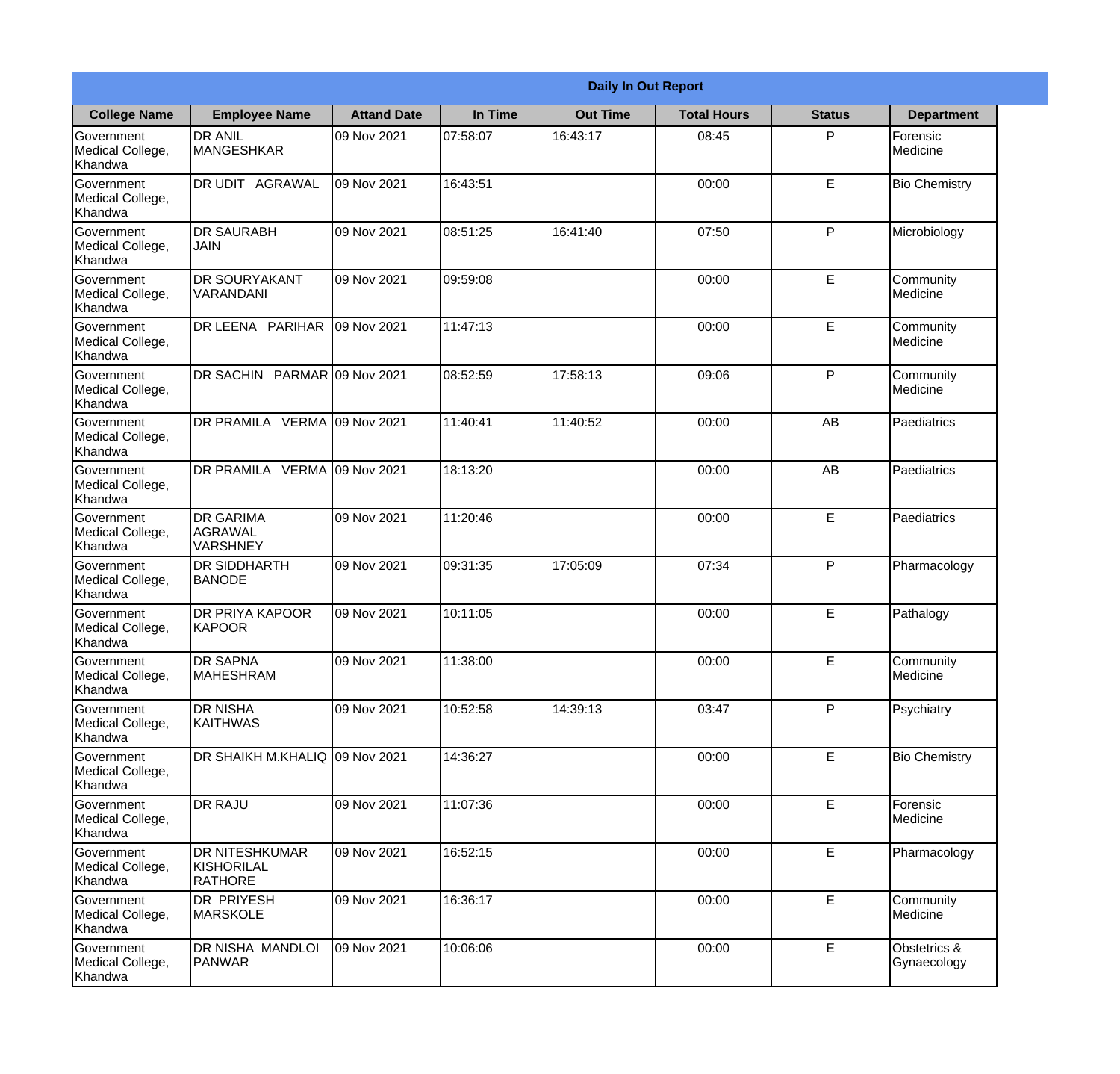## Daily In Out Report

| College Name | Employee Name | Attand Date | In Time | Out Time | Total Hours | Status | Department |
|---|---|---|---|---|---|---|---|
| Government Medical College, Khandwa | DR ANIL MANGESHKAR | 09 Nov 2021 | 07:58:07 | 16:43:17 | 08:45 | P | Forensic Medicine |
| Government Medical College, Khandwa | DR UDIT AGRAWAL | 09 Nov 2021 | 16:43:51 | | 00:00 | E | Bio Chemistry |
| Government Medical College, Khandwa | DR SAURABH JAIN | 09 Nov 2021 | 08:51:25 | 16:41:40 | 07:50 | P | Microbiology |
| Government Medical College, Khandwa | DR SOURYAKANT VARANDANI | 09 Nov 2021 | 09:59:08 | | 00:00 | E | Community Medicine |
| Government Medical College, Khandwa | DR LEENA PARIHAR | 09 Nov 2021 | 11:47:13 | | 00:00 | E | Community Medicine |
| Government Medical College, Khandwa | DR SACHIN PARMAR | 09 Nov 2021 | 08:52:59 | 17:58:13 | 09:06 | P | Community Medicine |
| Government Medical College, Khandwa | DR PRAMILA VERMA | 09 Nov 2021 | 11:40:41 | 11:40:52 | 00:00 | AB | Paediatrics |
| Government Medical College, Khandwa | DR PRAMILA VERMA | 09 Nov 2021 | 18:13:20 | | 00:00 | AB | Paediatrics |
| Government Medical College, Khandwa | DR GARIMA AGRAWAL VARSHNEY | 09 Nov 2021 | 11:20:46 | | 00:00 | E | Paediatrics |
| Government Medical College, Khandwa | DR SIDDHARTH BANODE | 09 Nov 2021 | 09:31:35 | 17:05:09 | 07:34 | P | Pharmacology |
| Government Medical College, Khandwa | DR PRIYA KAPOOR KAPOOR | 09 Nov 2021 | 10:11:05 | | 00:00 | E | Pathalogy |
| Government Medical College, Khandwa | DR SAPNA MAHESHRAM | 09 Nov 2021 | 11:38:00 | | 00:00 | E | Community Medicine |
| Government Medical College, Khandwa | DR NISHA KAITHWAS | 09 Nov 2021 | 10:52:58 | 14:39:13 | 03:47 | P | Psychiatry |
| Government Medical College, Khandwa | DR SHAIKH M.KHALIQ | 09 Nov 2021 | 14:36:27 | | 00:00 | E | Bio Chemistry |
| Government Medical College, Khandwa | DR RAJU | 09 Nov 2021 | 11:07:36 | | 00:00 | E | Forensic Medicine |
| Government Medical College, Khandwa | DR NITESHKUMAR KISHORILAL RATHORE | 09 Nov 2021 | 16:52:15 | | 00:00 | E | Pharmacology |
| Government Medical College, Khandwa | DR PRIYESH MARSKOLE | 09 Nov 2021 | 16:36:17 | | 00:00 | E | Community Medicine |
| Government Medical College, Khandwa | DR NISHA MANDLOI PANWAR | 09 Nov 2021 | 10:06:06 | | 00:00 | E | Obstetrics & Gynaecology |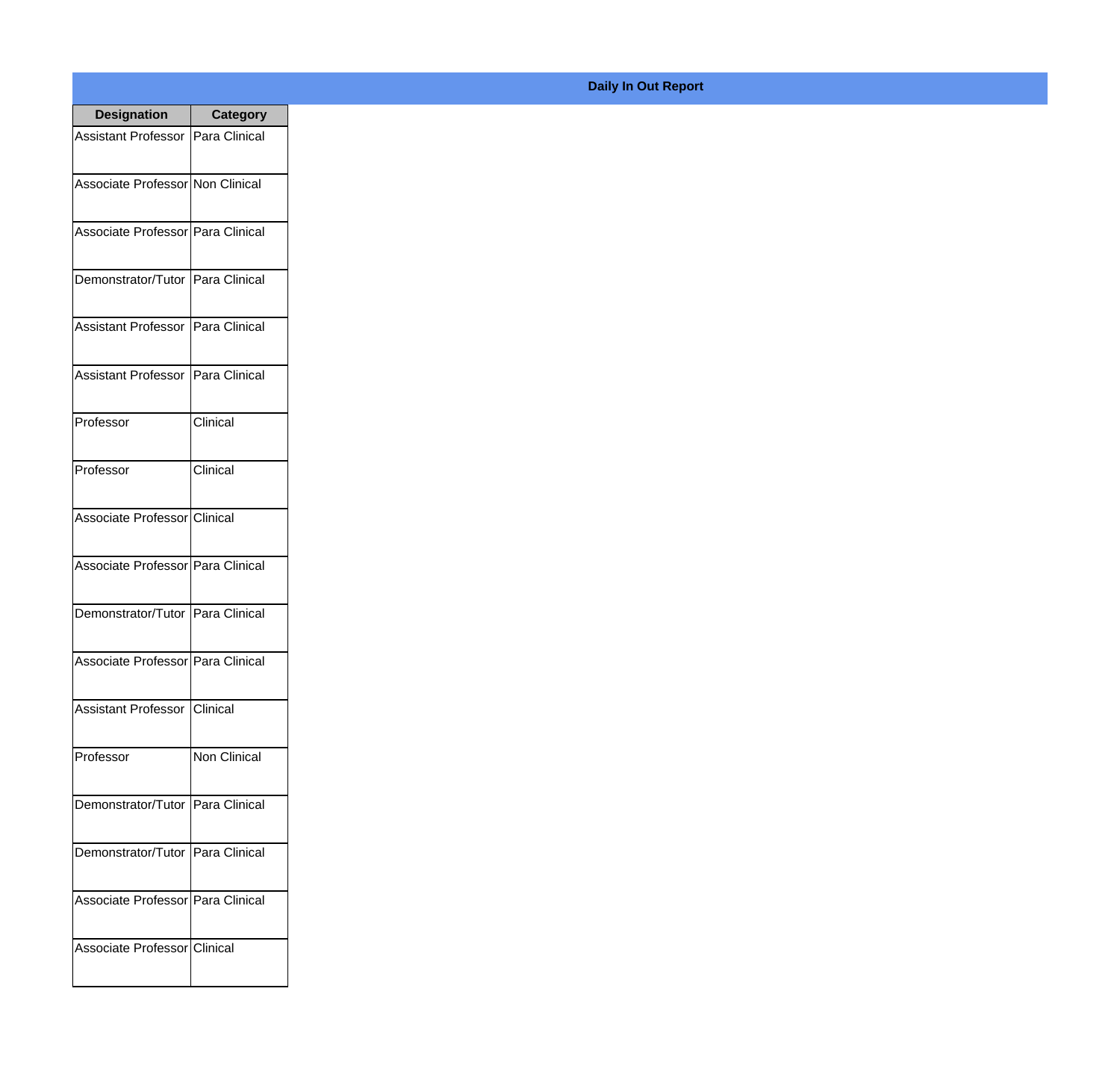## Daily In Out Report

| Designation | Category |
|---|---|
| Assistant Professor | Para Clinical |
| Associate Professor | Non Clinical |
| Associate Professor | Para Clinical |
| Demonstrator/Tutor | Para Clinical |
| Assistant Professor | Para Clinical |
| Assistant Professor | Para Clinical |
| Professor | Clinical |
| Professor | Clinical |
| Associate Professor | Clinical |
| Associate Professor | Para Clinical |
| Demonstrator/Tutor | Para Clinical |
| Associate Professor | Para Clinical |
| Assistant Professor | Clinical |
| Professor | Non Clinical |
| Demonstrator/Tutor | Para Clinical |
| Demonstrator/Tutor | Para Clinical |
| Associate Professor | Para Clinical |
| Associate Professor | Clinical |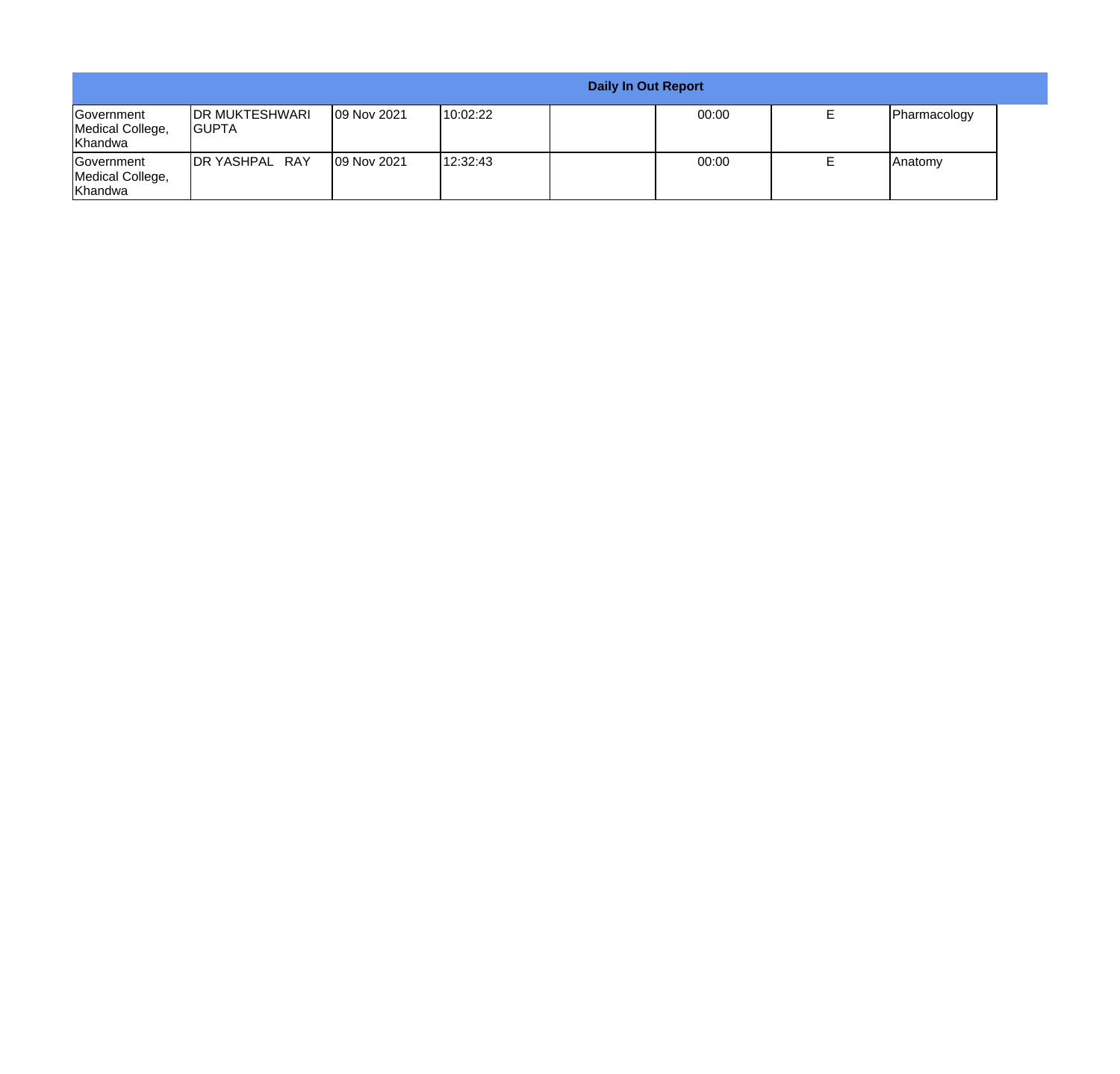| Daily In Out Report | | | | | | | |
|---|---|---|---|---|---|---|---|
| Government Medical College, Khandwa | DR MUKTESHWARI GUPTA | 09 Nov 2021 | 10:02:22 | | 00:00 | E | Pharmacology |
| Government Medical College, Khandwa | DR YASHPAL RAY | 09 Nov 2021 | 12:32:43 | | 00:00 | E | Anatomy |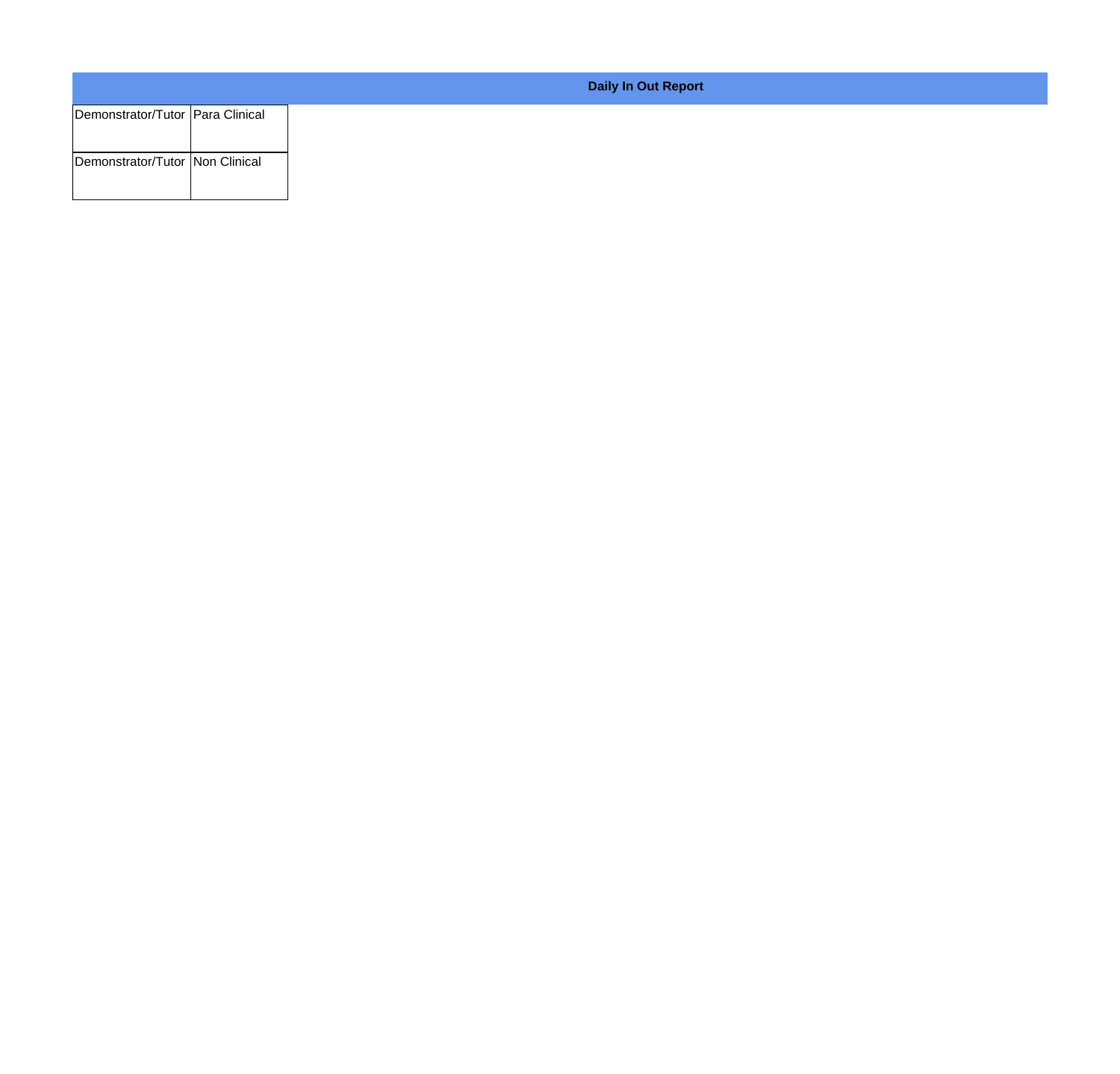**Daily In Out Report**

| | |
|---|---|
| Demonstrator/Tutor | Para Clinical |
| Demonstrator/Tutor | Non Clinical |